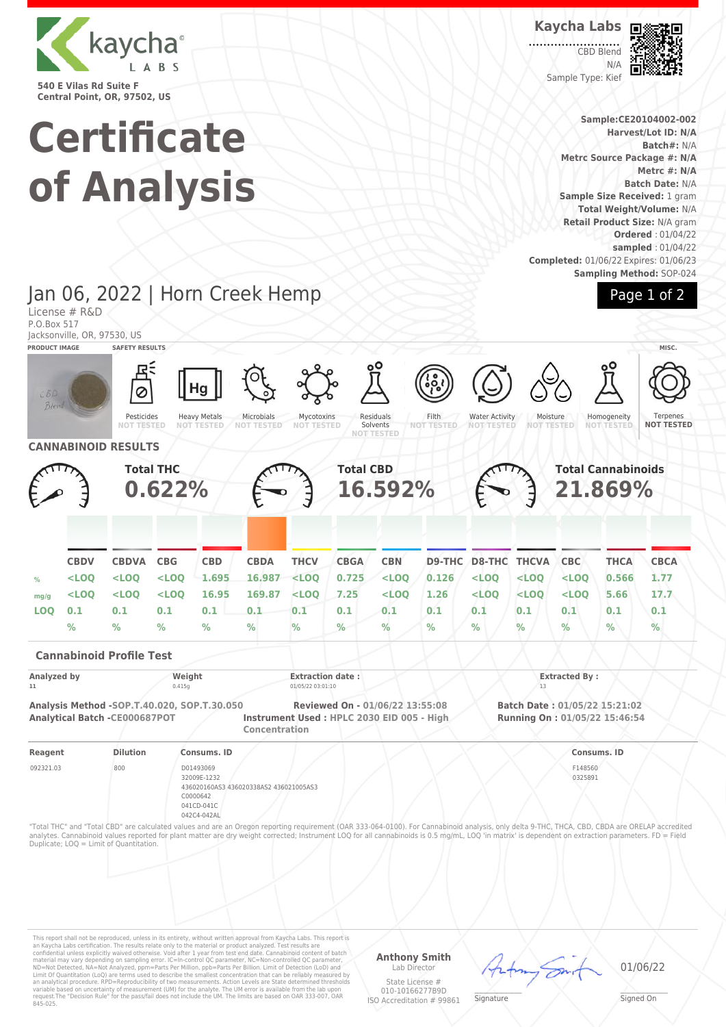kaycha LABS

540 E Vilas Rd Suite F
Central Point, OR, 97502, US

# Certificate of Analysis

**Kaycha Labs**
CBD Blend
N/A
Sample Type: Kief

**Sample:CE20104002-002**
**Harvest/Lot ID: N/A**
**Batch#:** N/A
**Metrc Source Package #: N/A**
**Metrc #: N/A**
**Batch Date:** N/A
**Sample Size Received:** 1 gram
**Total Weight/Volume:** N/A
**Retail Product Size:** N/A gram
**Ordered** : 01/04/22
**sampled** : 01/04/22
**Completed:** 01/06/22 Expires: 01/06/23
**Sampling Method:** SOP-024

## Jan 06, 2022 | Horn Creek Hemp

License # R&D
P.O.Box 517
Jacksonville, OR, 97530, US

**PRODUCT IMAGE** **SAFETY RESULTS** **MISC.**

| Pesticides | Heavy Metals | Microbials | Mycotoxins | Residuals Solvents | Filth | Water Activity | Moisture | Homogeneity | Terpenes |
|---|---|---|---|---|---|---|---|---|---|
| NOT TESTED | NOT TESTED | NOT TESTED | NOT TESTED | NOT TESTED | NOT TESTED | NOT TESTED | NOT TESTED | NOT TESTED | NOT TESTED |

## CANNABINOID RESULTS

**Total THC** 0.622%
**Total CBD** 16.592%
**Total Cannabinoids** 21.869%

| | CBDV | CBDVA | CBG | CBD | CBDA | THCV | CBGA | CBN | D9-THC | D8-THC | THCVA | CBC | THCA | CBCA |
|---|---|---|---|---|---|---|---|---|---|---|---|---|---|---|
| % | <LOQ | <LOQ | <LOQ | 1.695 | 16.987 | <LOQ | 0.725 | <LOQ | 0.126 | <LOQ | <LOQ | <LOQ | 0.566 | 1.77 |
| mg/g | <LOQ | <LOQ | <LOQ | 16.95 | 169.87 | <LOQ | 7.25 | <LOQ | 1.26 | <LOQ | <LOQ | <LOQ | 5.66 | 17.7 |
| LOQ | 0.1 % | 0.1 % | 0.1 % | 0.1 % | 0.1 % | 0.1 % | 0.1 % | 0.1 % | 0.1 % | 0.1 % | 0.1 % | 0.1 % | 0.1 % | 0.1 % |

### Cannabinoid Profile Test

| Analyzed by | Weight | Extraction date : | Extracted By : |
|---|---|---|---|
| 11 | 0.415g | 01/05/22 03:01:10 | 13 |

**Analysis Method -SOP.T.40.020, SOP.T.30.050**
**Analytical Batch -CE000687POT**
**Reviewed On - 01/06/22 13:55:08**
**Instrument Used : HPLC 2030 EID 005 - High Concentration**
**Batch Date : 01/05/22 15:21:02**
**Running On : 01/05/22 15:46:54**

| Reagent | Dilution | Consums. ID | Consums. ID |
|---|---|---|---|
| 092321.03 | 800 | D01493069<br>32009E-1232<br>436020160AS3 436020338AS2 436021005AS3<br>C0000642<br>041CD-041C<br>042C4-042AL | F148560<br>0325891 |

"Total THC" and "Total CBD" are calculated values and are an Oregon reporting requirement (OAR 333-064-0100). For Cannabinoid analysis, only delta 9-THC, THCA, CBD, CBDA are ORELAP accredited analytes. Cannabinoid values reported for plant matter are dry weight corrected; Instrument LOQ for all cannabinoids is 0.5 mg/mL, LOQ 'in matrix' is dependent on extraction parameters. FD = Field Duplicate; LOQ = Limit of Quantitation.

This report shall not be reproduced, unless in its entirety, without written approval from Kaycha Labs. This report is an Kaycha Labs certification. The results relate only to the material or product analyzed. Test results are confidential unless explicitly waived otherwise. Void after 1 year from test end date. Cannabinoid content of batch material may vary depending on sampling error. IC=In-control QC parameter, NC=Non-controlled QC parameter, ND=Not Detected, NA=Not Analyzed, ppm=Parts Per Million, ppb=Parts Per Billion. Limit of Detection (LoD) and Limit Of Quantitation (LoQ) are terms used to describe the smallest concentration that can be reliably measured by an analytical procedure. RPD=Reproducibility of two measurements. Action Levels are State determined thresholds variable based on uncertainty of measurement (UM) for the analyte. The UM error is available from the lab upon request.The "Decision Rule" for the pass/fail does not include the UM. The limits are based on OAR 333-007, OAR 845-025.

**Anthony Smith**
Lab Director
State License #
010-10166277B9D
ISO Accreditation # 99861

Signature

01/06/22
Signed On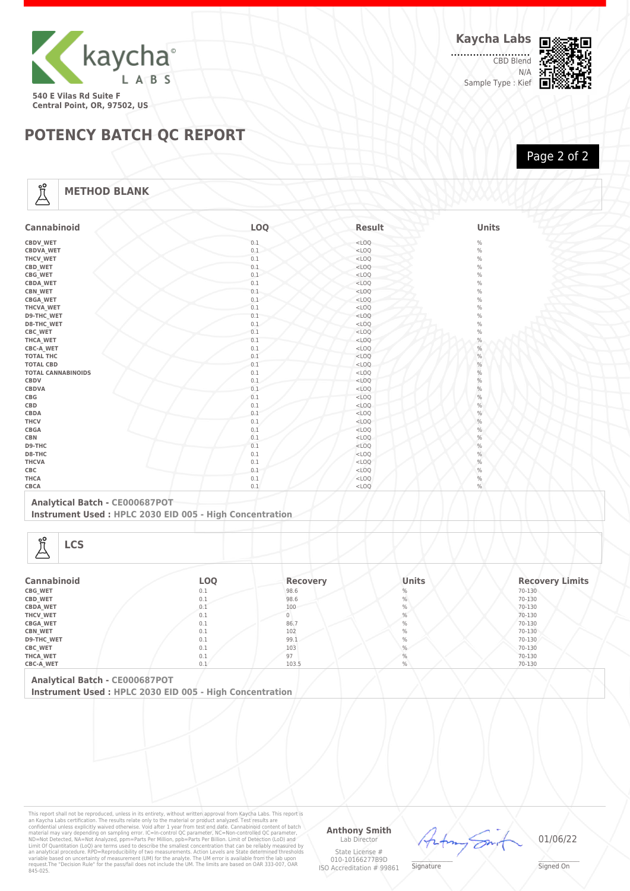kaycha LABS

540 E Vilas Rd Suite F
Central Point, OR, 97502, US

**Kaycha Labs**

CBD Blend
N/A
Sample Type : Kief

# POTENCY BATCH QC REPORT

## METHOD BLANK

| Cannabinoid | LOQ | Result | Units |
|---|---|---|---|
| CBDV_WET | 0.1 | <LOQ | % |
| CBDVA_WET | 0.1 | <LOQ | % |
| THCV_WET | 0.1 | <LOQ | % |
| CBD_WET | 0.1 | <LOQ | % |
| CBG_WET | 0.1 | <LOQ | % |
| CBDA_WET | 0.1 | <LOQ | % |
| CBN_WET | 0.1 | <LOQ | % |
| CBGA_WET | 0.1 | <LOQ | % |
| THCVA_WET | 0.1 | <LOQ | % |
| D9-THC_WET | 0.1 | <LOQ | % |
| D8-THC_WET | 0.1 | <LOQ | % |
| CBC_WET | 0.1 | <LOQ | % |
| THCA_WET | 0.1 | <LOQ | % |
| CBC-A_WET | 0.1 | <LOQ | % |
| TOTAL THC | 0.1 | <LOQ | % |
| TOTAL CBD | 0.1 | <LOQ | % |
| TOTAL CANNABINOIDS | 0.1 | <LOQ | % |
| CBDV | 0.1 | <LOQ | % |
| CBDVA | 0.1 | <LOQ | % |
| CBG | 0.1 | <LOQ | % |
| CBD | 0.1 | <LOQ | % |
| CBDA | 0.1 | <LOQ | % |
| THCV | 0.1 | <LOQ | % |
| CBGA | 0.1 | <LOQ | % |
| CBN | 0.1 | <LOQ | % |
| D9-THC | 0.1 | <LOQ | % |
| D8-THC | 0.1 | <LOQ | % |
| THCVA | 0.1 | <LOQ | % |
| CBC | 0.1 | <LOQ | % |
| THCA | 0.1 | <LOQ | % |
| CBCA | 0.1 | <LOQ | % |

**Analytical Batch - CE000687POT**
**Instrument Used : HPLC 2030 EID 005 - High Concentration**

## LCS

| Cannabinoid | LOQ | Recovery | Units | Recovery Limits |
|---|---|---|---|---|
| CBG_WET | 0.1 | 98.6 | % | 70-130 |
| CBD_WET | 0.1 | 98.6 | % | 70-130 |
| CBDA_WET | 0.1 | 100 | % | 70-130 |
| THCV_WET | 0.1 | 0 | % | 70-130 |
| CBGA_WET | 0.1 | 86.7 | % | 70-130 |
| CBN_WET | 0.1 | 102 | % | 70-130 |
| D9-THC_WET | 0.1 | 99.1 | % | 70-130 |
| CBC_WET | 0.1 | 103 | % | 70-130 |
| THCA_WET | 0.1 | 97 | % | 70-130 |
| CBC-A_WET | 0.1 | 103.5 | % | 70-130 |

**Analytical Batch - CE000687POT**
**Instrument Used : HPLC 2030 EID 005 - High Concentration**

This report shall not be reproduced, unless in its entirety, without written approval from Kaycha Labs. This report is an Kaycha Labs certification. The results relate only to the material or product analyzed. Test results are confidential unless explicitly waived otherwise. Void after 1 year from test end date. Cannabinoid content of batch material may vary depending on sampling error. IC=In-control QC parameter, NC=Non-controlled QC parameter, ND=Not Detected, NA=Not Analyzed, ppm=Parts Per Million, ppb=Parts Per Billion. Limit of Detection (LoD) and Limit Of Quantitation (LoQ) are terms used to describe the smallest concentration that can be reliably measured by an analytical procedure. RPD=Reproducibility of two measurements. Action Levels are State determined thresholds variable based on uncertainty of measurement (UM) for the analyte. The UM error is available from the lab upon request.The "Decision Rule" for the pass/fail does not include the UM. The limits are based on OAR 333-007, OAR 845-025.

**Anthony Smith**
Lab Director

State License #
010-10166277B9D
ISO Accreditation # 99861

Signature

01/06/22
Signed On